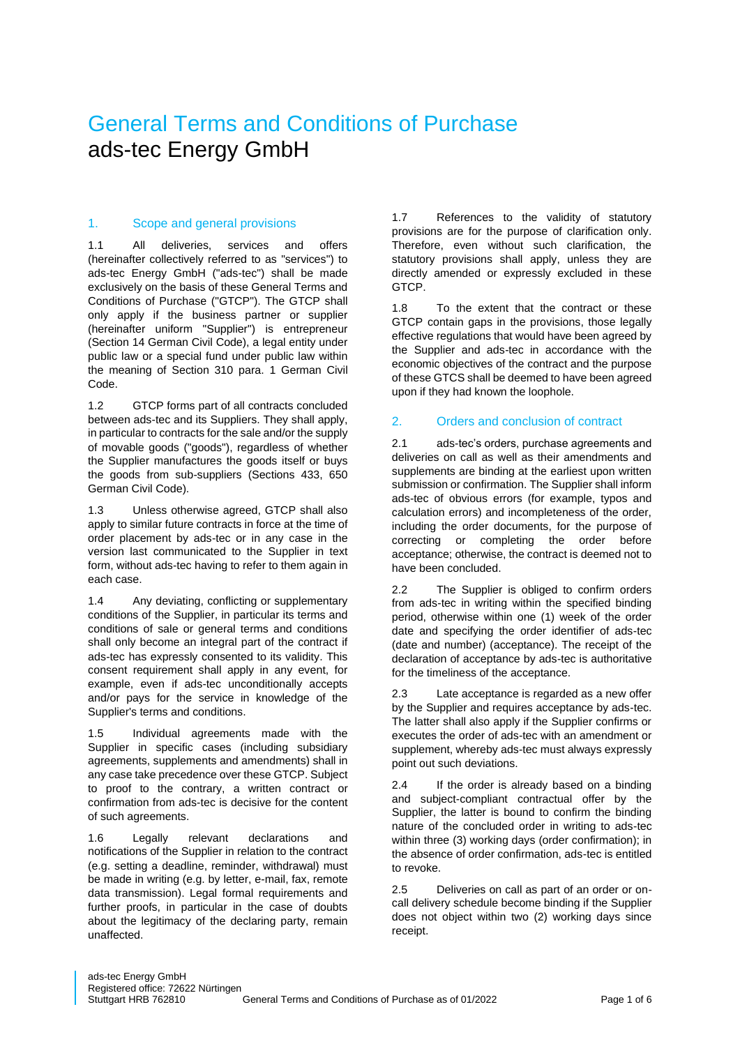# General Terms and Conditions of Purchase
ads-tec Energy GmbH

## 1. Scope and general provisions

1.1 All deliveries, services and offers (hereinafter collectively referred to as "services") to ads-tec Energy GmbH ("ads-tec") shall be made exclusively on the basis of these General Terms and Conditions of Purchase ("GTCP"). The GTCP shall only apply if the business partner or supplier (hereinafter uniform "Supplier") is entrepreneur (Section 14 German Civil Code), a legal entity under public law or a special fund under public law within the meaning of Section 310 para. 1 German Civil Code.

1.2 GTCP forms part of all contracts concluded between ads-tec and its Suppliers. They shall apply, in particular to contracts for the sale and/or the supply of movable goods ("goods"), regardless of whether the Supplier manufactures the goods itself or buys the goods from sub-suppliers (Sections 433, 650 German Civil Code).

1.3 Unless otherwise agreed, GTCP shall also apply to similar future contracts in force at the time of order placement by ads-tec or in any case in the version last communicated to the Supplier in text form, without ads-tec having to refer to them again in each case.

1.4 Any deviating, conflicting or supplementary conditions of the Supplier, in particular its terms and conditions of sale or general terms and conditions shall only become an integral part of the contract if ads-tec has expressly consented to its validity. This consent requirement shall apply in any event, for example, even if ads-tec unconditionally accepts and/or pays for the service in knowledge of the Supplier's terms and conditions.

1.5 Individual agreements made with the Supplier in specific cases (including subsidiary agreements, supplements and amendments) shall in any case take precedence over these GTCP. Subject to proof to the contrary, a written contract or confirmation from ads-tec is decisive for the content of such agreements.

1.6 Legally relevant declarations and notifications of the Supplier in relation to the contract (e.g. setting a deadline, reminder, withdrawal) must be made in writing (e.g. by letter, e-mail, fax, remote data transmission). Legal formal requirements and further proofs, in particular in the case of doubts about the legitimacy of the declaring party, remain unaffected.

1.7 References to the validity of statutory provisions are for the purpose of clarification only. Therefore, even without such clarification, the statutory provisions shall apply, unless they are directly amended or expressly excluded in these GTCP.

1.8 To the extent that the contract or these GTCP contain gaps in the provisions, those legally effective regulations that would have been agreed by the Supplier and ads-tec in accordance with the economic objectives of the contract and the purpose of these GTCS shall be deemed to have been agreed upon if they had known the loophole.

## 2. Orders and conclusion of contract

2.1 ads-tec's orders, purchase agreements and deliveries on call as well as their amendments and supplements are binding at the earliest upon written submission or confirmation. The Supplier shall inform ads-tec of obvious errors (for example, typos and calculation errors) and incompleteness of the order, including the order documents, for the purpose of correcting or completing the order before acceptance; otherwise, the contract is deemed not to have been concluded.

2.2 The Supplier is obliged to confirm orders from ads-tec in writing within the specified binding period, otherwise within one (1) week of the order date and specifying the order identifier of ads-tec (date and number) (acceptance). The receipt of the declaration of acceptance by ads-tec is authoritative for the timeliness of the acceptance.

2.3 Late acceptance is regarded as a new offer by the Supplier and requires acceptance by ads-tec. The latter shall also apply if the Supplier confirms or executes the order of ads-tec with an amendment or supplement, whereby ads-tec must always expressly point out such deviations.

2.4 If the order is already based on a binding and subject-compliant contractual offer by the Supplier, the latter is bound to confirm the binding nature of the concluded order in writing to ads-tec within three (3) working days (order confirmation); in the absence of order confirmation, ads-tec is entitled to revoke.

2.5 Deliveries on call as part of an order or on-call delivery schedule become binding if the Supplier does not object within two (2) working days since receipt.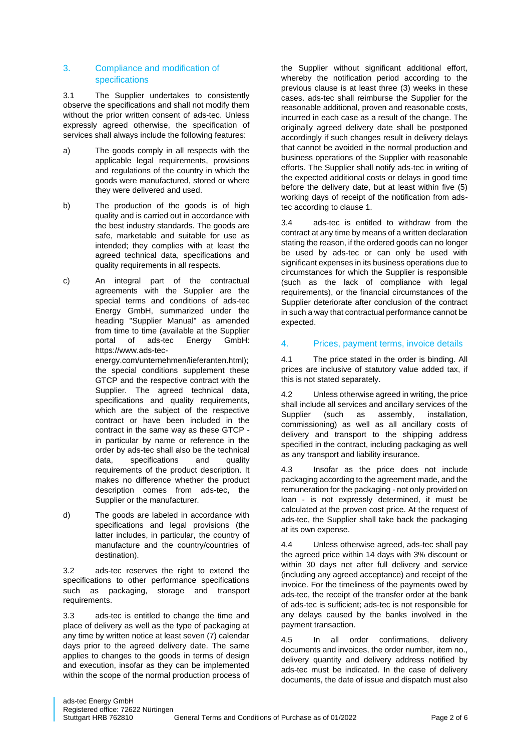## 3. Compliance and modification of specifications

3.1 The Supplier undertakes to consistently observe the specifications and shall not modify them without the prior written consent of ads-tec. Unless expressly agreed otherwise, the specification of services shall always include the following features:

a) The goods comply in all respects with the applicable legal requirements, provisions and regulations of the country in which the goods were manufactured, stored or where they were delivered and used.

b) The production of the goods is of high quality and is carried out in accordance with the best industry standards. The goods are safe, marketable and suitable for use as intended; they complies with at least the agreed technical data, specifications and quality requirements in all respects.

c) An integral part of the contractual agreements with the Supplier are the special terms and conditions of ads-tec Energy GmbH, summarized under the heading "Supplier Manual" as amended from time to time (available at the Supplier portal of ads-tec Energy GmbH: https://www.ads-tec-energy.com/unternehmen/lieferanten.html); the special conditions supplement these GTCP and the respective contract with the Supplier. The agreed technical data, specifications and quality requirements, which are the subject of the respective contract or have been included in the contract in the same way as these GTCP - in particular by name or reference in the order by ads-tec shall also be the technical data, specifications and quality requirements of the product description. It makes no difference whether the product description comes from ads-tec, the Supplier or the manufacturer.

d) The goods are labeled in accordance with specifications and legal provisions (the latter includes, in particular, the country of manufacture and the country/countries of destination).

3.2 ads-tec reserves the right to extend the specifications to other performance specifications such as packaging, storage and transport requirements.

3.3 ads-tec is entitled to change the time and place of delivery as well as the type of packaging at any time by written notice at least seven (7) calendar days prior to the agreed delivery date. The same applies to changes to the goods in terms of design and execution, insofar as they can be implemented within the scope of the normal production process of the Supplier without significant additional effort, whereby the notification period according to the previous clause is at least three (3) weeks in these cases. ads-tec shall reimburse the Supplier for the reasonable additional, proven and reasonable costs, incurred in each case as a result of the change. The originally agreed delivery date shall be postponed accordingly if such changes result in delivery delays that cannot be avoided in the normal production and business operations of the Supplier with reasonable efforts. The Supplier shall notify ads-tec in writing of the expected additional costs or delays in good time before the delivery date, but at least within five (5) working days of receipt of the notification from ads-tec according to clause 1.

3.4 ads-tec is entitled to withdraw from the contract at any time by means of a written declaration stating the reason, if the ordered goods can no longer be used by ads-tec or can only be used with significant expenses in its business operations due to circumstances for which the Supplier is responsible (such as the lack of compliance with legal requirements), or the financial circumstances of the Supplier deteriorate after conclusion of the contract in such a way that contractual performance cannot be expected.

## 4. Prices, payment terms, invoice details

4.1 The price stated in the order is binding. All prices are inclusive of statutory value added tax, if this is not stated separately.

4.2 Unless otherwise agreed in writing, the price shall include all services and ancillary services of the Supplier (such as assembly, installation, commissioning) as well as all ancillary costs of delivery and transport to the shipping address specified in the contract, including packaging as well as any transport and liability insurance.

4.3 Insofar as the price does not include packaging according to the agreement made, and the remuneration for the packaging - not only provided on loan - is not expressly determined, it must be calculated at the proven cost price. At the request of ads-tec, the Supplier shall take back the packaging at its own expense.

4.4 Unless otherwise agreed, ads-tec shall pay the agreed price within 14 days with 3% discount or within 30 days net after full delivery and service (including any agreed acceptance) and receipt of the invoice. For the timeliness of the payments owed by ads-tec, the receipt of the transfer order at the bank of ads-tec is sufficient; ads-tec is not responsible for any delays caused by the banks involved in the payment transaction.

4.5 In all order confirmations, delivery documents and invoices, the order number, item no., delivery quantity and delivery address notified by ads-tec must be indicated. In the case of delivery documents, the date of issue and dispatch must also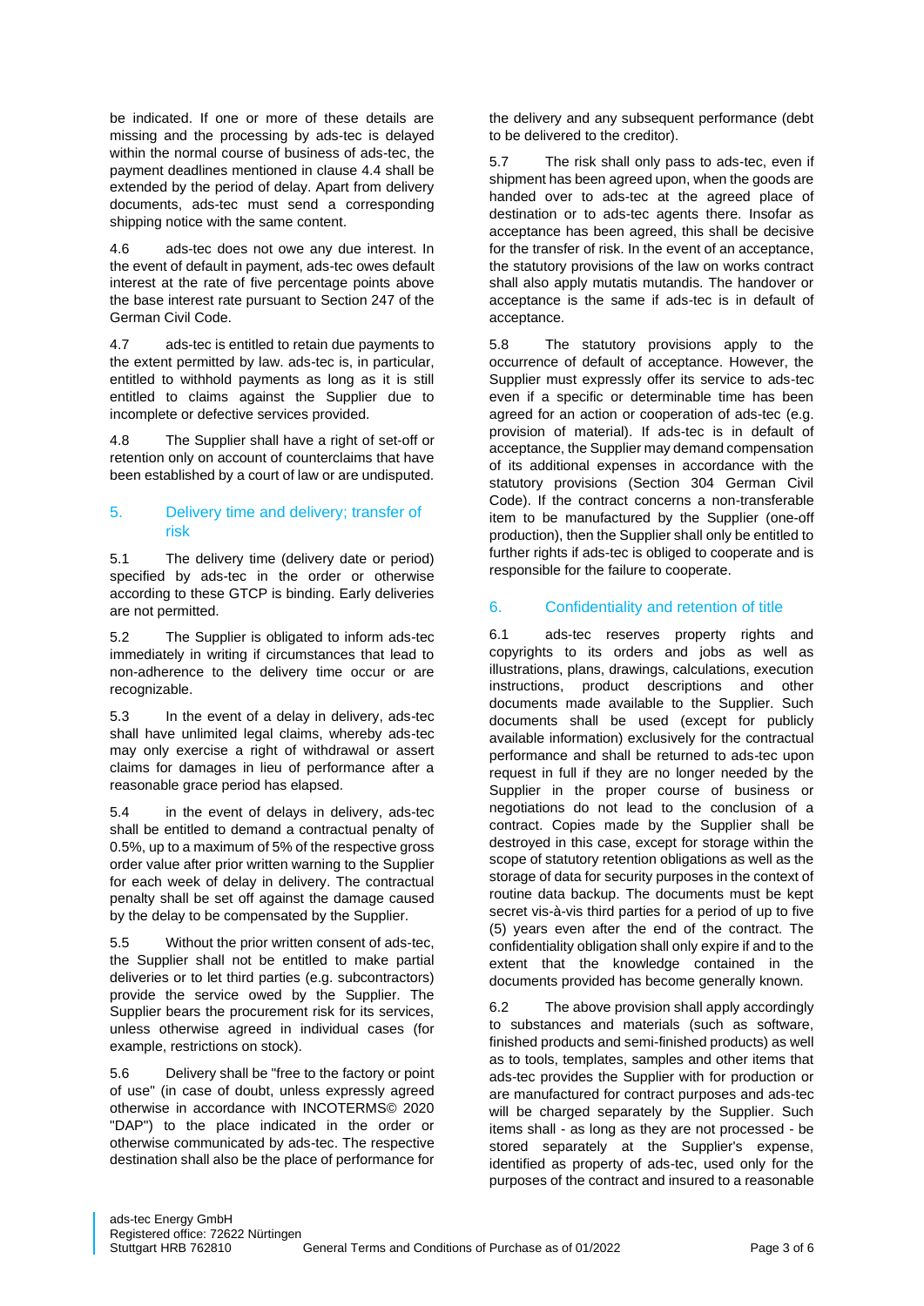be indicated. If one or more of these details are missing and the processing by ads-tec is delayed within the normal course of business of ads-tec, the payment deadlines mentioned in clause 4.4 shall be extended by the period of delay. Apart from delivery documents, ads-tec must send a corresponding shipping notice with the same content.

4.6 ads-tec does not owe any due interest. In the event of default in payment, ads-tec owes default interest at the rate of five percentage points above the base interest rate pursuant to Section 247 of the German Civil Code.

4.7 ads-tec is entitled to retain due payments to the extent permitted by law. ads-tec is, in particular, entitled to withhold payments as long as it is still entitled to claims against the Supplier due to incomplete or defective services provided.

4.8 The Supplier shall have a right of set-off or retention only on account of counterclaims that have been established by a court of law or are undisputed.

## 5. Delivery time and delivery; transfer of risk

5.1 The delivery time (delivery date or period) specified by ads-tec in the order or otherwise according to these GTCP is binding. Early deliveries are not permitted.

5.2 The Supplier is obligated to inform ads-tec immediately in writing if circumstances that lead to non-adherence to the delivery time occur or are recognizable.

5.3 In the event of a delay in delivery, ads-tec shall have unlimited legal claims, whereby ads-tec may only exercise a right of withdrawal or assert claims for damages in lieu of performance after a reasonable grace period has elapsed.

5.4 in the event of delays in delivery, ads-tec shall be entitled to demand a contractual penalty of 0.5%, up to a maximum of 5% of the respective gross order value after prior written warning to the Supplier for each week of delay in delivery. The contractual penalty shall be set off against the damage caused by the delay to be compensated by the Supplier.

5.5 Without the prior written consent of ads-tec, the Supplier shall not be entitled to make partial deliveries or to let third parties (e.g. subcontractors) provide the service owed by the Supplier. The Supplier bears the procurement risk for its services, unless otherwise agreed in individual cases (for example, restrictions on stock).

5.6 Delivery shall be "free to the factory or point of use" (in case of doubt, unless expressly agreed otherwise in accordance with INCOTERMS© 2020 "DAP") to the place indicated in the order or otherwise communicated by ads-tec. The respective destination shall also be the place of performance for the delivery and any subsequent performance (debt to be delivered to the creditor).

5.7 The risk shall only pass to ads-tec, even if shipment has been agreed upon, when the goods are handed over to ads-tec at the agreed place of destination or to ads-tec agents there. Insofar as acceptance has been agreed, this shall be decisive for the transfer of risk. In the event of an acceptance, the statutory provisions of the law on works contract shall also apply mutatis mutandis. The handover or acceptance is the same if ads-tec is in default of acceptance.

5.8 The statutory provisions apply to the occurrence of default of acceptance. However, the Supplier must expressly offer its service to ads-tec even if a specific or determinable time has been agreed for an action or cooperation of ads-tec (e.g. provision of material). If ads-tec is in default of acceptance, the Supplier may demand compensation of its additional expenses in accordance with the statutory provisions (Section 304 German Civil Code). If the contract concerns a non-transferable item to be manufactured by the Supplier (one-off production), then the Supplier shall only be entitled to further rights if ads-tec is obliged to cooperate and is responsible for the failure to cooperate.

## 6. Confidentiality and retention of title

6.1 ads-tec reserves property rights and copyrights to its orders and jobs as well as illustrations, plans, drawings, calculations, execution instructions, product descriptions and other documents made available to the Supplier. Such documents shall be used (except for publicly available information) exclusively for the contractual performance and shall be returned to ads-tec upon request in full if they are no longer needed by the Supplier in the proper course of business or negotiations do not lead to the conclusion of a contract. Copies made by the Supplier shall be destroyed in this case, except for storage within the scope of statutory retention obligations as well as the storage of data for security purposes in the context of routine data backup. The documents must be kept secret vis-à-vis third parties for a period of up to five (5) years even after the end of the contract. The confidentiality obligation shall only expire if and to the extent that the knowledge contained in the documents provided has become generally known.

6.2 The above provision shall apply accordingly to substances and materials (such as software, finished products and semi-finished products) as well as to tools, templates, samples and other items that ads-tec provides the Supplier with for production or are manufactured for contract purposes and ads-tec will be charged separately by the Supplier. Such items shall - as long as they are not processed - be stored separately at the Supplier's expense, identified as property of ads-tec, used only for the purposes of the contract and insured to a reasonable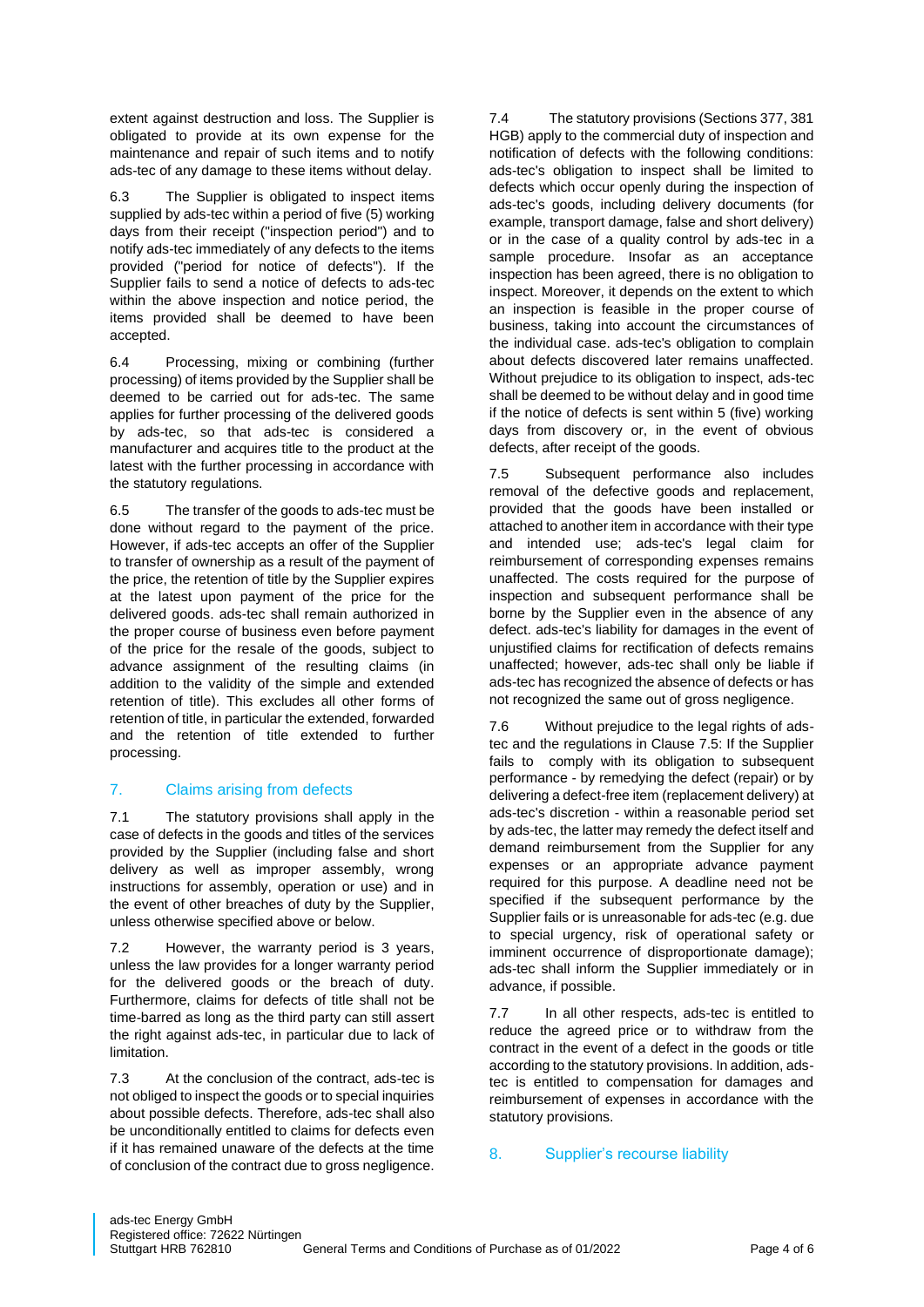extent against destruction and loss. The Supplier is obligated to provide at its own expense for the maintenance and repair of such items and to notify ads-tec of any damage to these items without delay.

6.3 The Supplier is obligated to inspect items supplied by ads-tec within a period of five (5) working days from their receipt ("inspection period") and to notify ads-tec immediately of any defects to the items provided ("period for notice of defects"). If the Supplier fails to send a notice of defects to ads-tec within the above inspection and notice period, the items provided shall be deemed to have been accepted.

6.4 Processing, mixing or combining (further processing) of items provided by the Supplier shall be deemed to be carried out for ads-tec. The same applies for further processing of the delivered goods by ads-tec, so that ads-tec is considered a manufacturer and acquires title to the product at the latest with the further processing in accordance with the statutory regulations.

6.5 The transfer of the goods to ads-tec must be done without regard to the payment of the price. However, if ads-tec accepts an offer of the Supplier to transfer of ownership as a result of the payment of the price, the retention of title by the Supplier expires at the latest upon payment of the price for the delivered goods. ads-tec shall remain authorized in the proper course of business even before payment of the price for the resale of the goods, subject to advance assignment of the resulting claims (in addition to the validity of the simple and extended retention of title). This excludes all other forms of retention of title, in particular the extended, forwarded and the retention of title extended to further processing.

## 7. Claims arising from defects

7.1 The statutory provisions shall apply in the case of defects in the goods and titles of the services provided by the Supplier (including false and short delivery as well as improper assembly, wrong instructions for assembly, operation or use) and in the event of other breaches of duty by the Supplier, unless otherwise specified above or below.

7.2 However, the warranty period is 3 years, unless the law provides for a longer warranty period for the delivered goods or the breach of duty. Furthermore, claims for defects of title shall not be time-barred as long as the third party can still assert the right against ads-tec, in particular due to lack of limitation.

7.3 At the conclusion of the contract, ads-tec is not obliged to inspect the goods or to special inquiries about possible defects. Therefore, ads-tec shall also be unconditionally entitled to claims for defects even if it has remained unaware of the defects at the time of conclusion of the contract due to gross negligence.

7.4 The statutory provisions (Sections 377, 381 HGB) apply to the commercial duty of inspection and notification of defects with the following conditions: ads-tec's obligation to inspect shall be limited to defects which occur openly during the inspection of ads-tec's goods, including delivery documents (for example, transport damage, false and short delivery) or in the case of a quality control by ads-tec in a sample procedure. Insofar as an acceptance inspection has been agreed, there is no obligation to inspect. Moreover, it depends on the extent to which an inspection is feasible in the proper course of business, taking into account the circumstances of the individual case. ads-tec's obligation to complain about defects discovered later remains unaffected. Without prejudice to its obligation to inspect, ads-tec shall be deemed to be without delay and in good time if the notice of defects is sent within 5 (five) working days from discovery or, in the event of obvious defects, after receipt of the goods.

7.5 Subsequent performance also includes removal of the defective goods and replacement, provided that the goods have been installed or attached to another item in accordance with their type and intended use; ads-tec's legal claim for reimbursement of corresponding expenses remains unaffected. The costs required for the purpose of inspection and subsequent performance shall be borne by the Supplier even in the absence of any defect. ads-tec's liability for damages in the event of unjustified claims for rectification of defects remains unaffected; however, ads-tec shall only be liable if ads-tec has recognized the absence of defects or has not recognized the same out of gross negligence.

7.6 Without prejudice to the legal rights of ads-tec and the regulations in Clause 7.5: If the Supplier fails to comply with its obligation to subsequent performance - by remedying the defect (repair) or by delivering a defect-free item (replacement delivery) at ads-tec's discretion - within a reasonable period set by ads-tec, the latter may remedy the defect itself and demand reimbursement from the Supplier for any expenses or an appropriate advance payment required for this purpose. A deadline need not be specified if the subsequent performance by the Supplier fails or is unreasonable for ads-tec (e.g. due to special urgency, risk of operational safety or imminent occurrence of disproportionate damage); ads-tec shall inform the Supplier immediately or in advance, if possible.

7.7 In all other respects, ads-tec is entitled to reduce the agreed price or to withdraw from the contract in the event of a defect in the goods or title according to the statutory provisions. In addition, ads-tec is entitled to compensation for damages and reimbursement of expenses in accordance with the statutory provisions.

## 8. Supplier's recourse liability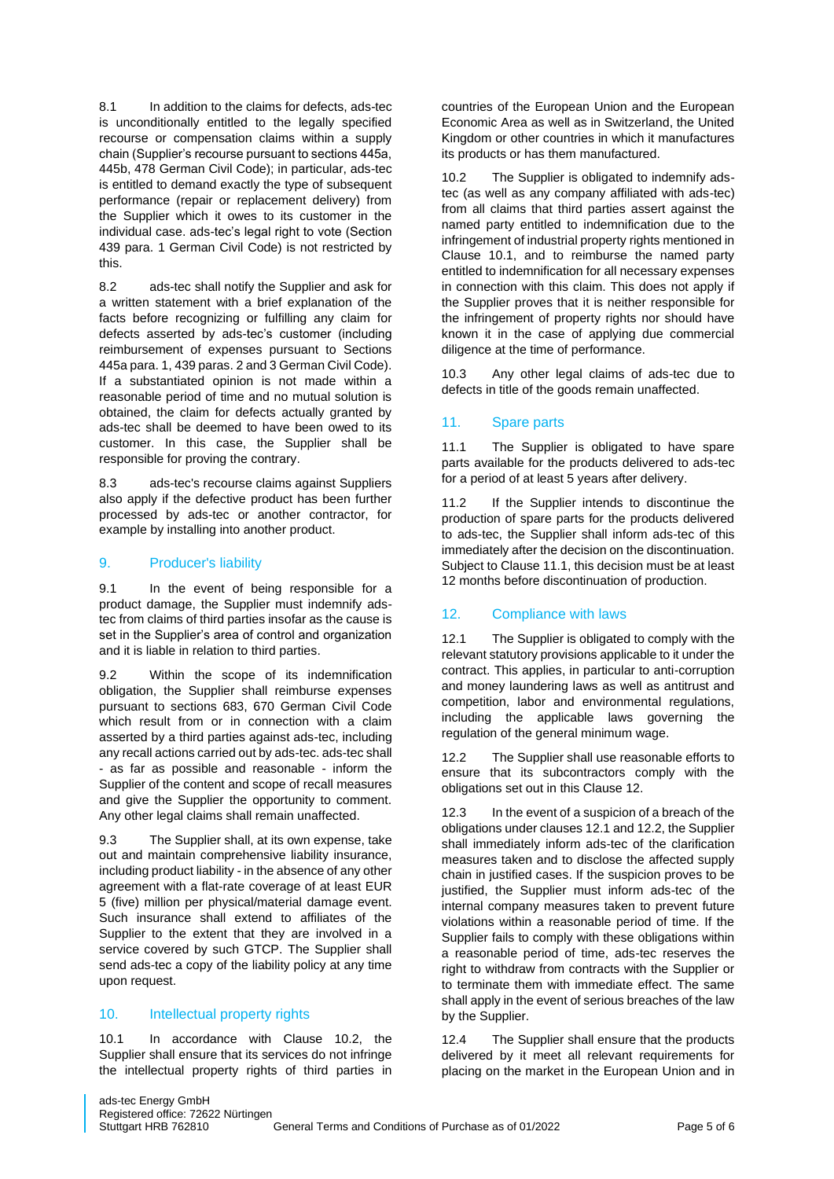8.1 In addition to the claims for defects, ads-tec is unconditionally entitled to the legally specified recourse or compensation claims within a supply chain (Supplier's recourse pursuant to sections 445a, 445b, 478 German Civil Code); in particular, ads-tec is entitled to demand exactly the type of subsequent performance (repair or replacement delivery) from the Supplier which it owes to its customer in the individual case. ads-tec's legal right to vote (Section 439 para. 1 German Civil Code) is not restricted by this.

8.2 ads-tec shall notify the Supplier and ask for a written statement with a brief explanation of the facts before recognizing or fulfilling any claim for defects asserted by ads-tec's customer (including reimbursement of expenses pursuant to Sections 445a para. 1, 439 paras. 2 and 3 German Civil Code). If a substantiated opinion is not made within a reasonable period of time and no mutual solution is obtained, the claim for defects actually granted by ads-tec shall be deemed to have been owed to its customer. In this case, the Supplier shall be responsible for proving the contrary.

8.3 ads-tec's recourse claims against Suppliers also apply if the defective product has been further processed by ads-tec or another contractor, for example by installing into another product.

## 9. Producer's liability

9.1 In the event of being responsible for a product damage, the Supplier must indemnify ads-tec from claims of third parties insofar as the cause is set in the Supplier's area of control and organization and it is liable in relation to third parties.

9.2 Within the scope of its indemnification obligation, the Supplier shall reimburse expenses pursuant to sections 683, 670 German Civil Code which result from or in connection with a claim asserted by a third parties against ads-tec, including any recall actions carried out by ads-tec. ads-tec shall - as far as possible and reasonable - inform the Supplier of the content and scope of recall measures and give the Supplier the opportunity to comment. Any other legal claims shall remain unaffected.

9.3 The Supplier shall, at its own expense, take out and maintain comprehensive liability insurance, including product liability - in the absence of any other agreement with a flat-rate coverage of at least EUR 5 (five) million per physical/material damage event. Such insurance shall extend to affiliates of the Supplier to the extent that they are involved in a service covered by such GTCP. The Supplier shall send ads-tec a copy of the liability policy at any time upon request.

## 10. Intellectual property rights

10.1 In accordance with Clause 10.2, the Supplier shall ensure that its services do not infringe the intellectual property rights of third parties in countries of the European Union and the European Economic Area as well as in Switzerland, the United Kingdom or other countries in which it manufactures its products or has them manufactured.

10.2 The Supplier is obligated to indemnify ads-tec (as well as any company affiliated with ads-tec) from all claims that third parties assert against the named party entitled to indemnification due to the infringement of industrial property rights mentioned in Clause 10.1, and to reimburse the named party entitled to indemnification for all necessary expenses in connection with this claim. This does not apply if the Supplier proves that it is neither responsible for the infringement of property rights nor should have known it in the case of applying due commercial diligence at the time of performance.

10.3 Any other legal claims of ads-tec due to defects in title of the goods remain unaffected.

## 11. Spare parts

11.1 The Supplier is obligated to have spare parts available for the products delivered to ads-tec for a period of at least 5 years after delivery.

11.2 If the Supplier intends to discontinue the production of spare parts for the products delivered to ads-tec, the Supplier shall inform ads-tec of this immediately after the decision on the discontinuation. Subject to Clause 11.1, this decision must be at least 12 months before discontinuation of production.

## 12. Compliance with laws

12.1 The Supplier is obligated to comply with the relevant statutory provisions applicable to it under the contract. This applies, in particular to anti-corruption and money laundering laws as well as antitrust and competition, labor and environmental regulations, including the applicable laws governing the regulation of the general minimum wage.

12.2 The Supplier shall use reasonable efforts to ensure that its subcontractors comply with the obligations set out in this Clause 12.

12.3 In the event of a suspicion of a breach of the obligations under clauses 12.1 and 12.2, the Supplier shall immediately inform ads-tec of the clarification measures taken and to disclose the affected supply chain in justified cases. If the suspicion proves to be justified, the Supplier must inform ads-tec of the internal company measures taken to prevent future violations within a reasonable period of time. If the Supplier fails to comply with these obligations within a reasonable period of time, ads-tec reserves the right to withdraw from contracts with the Supplier or to terminate them with immediate effect. The same shall apply in the event of serious breaches of the law by the Supplier.

12.4 The Supplier shall ensure that the products delivered by it meet all relevant requirements for placing on the market in the European Union and in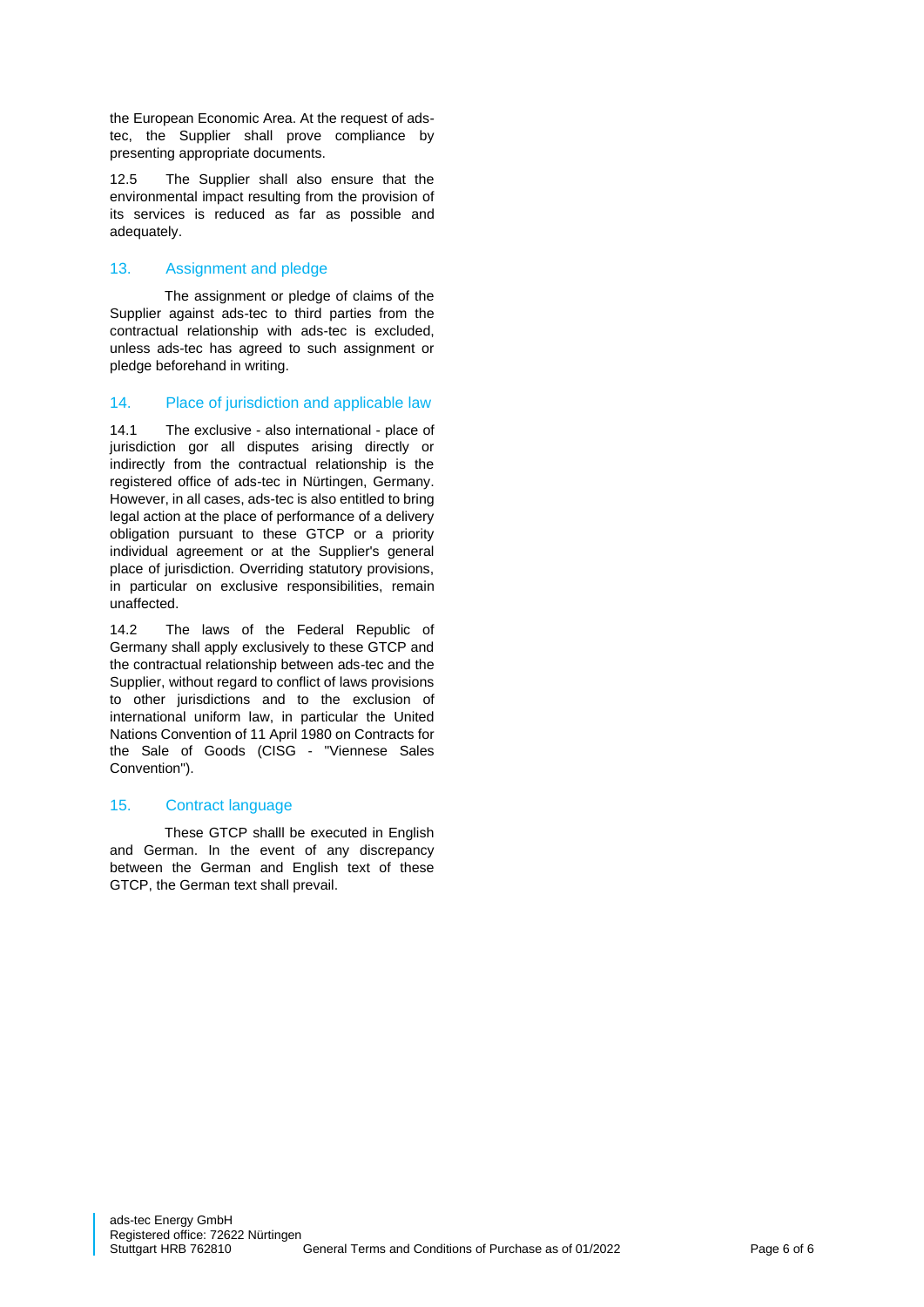the European Economic Area. At the request of ads-tec, the Supplier shall prove compliance by presenting appropriate documents.

12.5 The Supplier shall also ensure that the environmental impact resulting from the provision of its services is reduced as far as possible and adequately.

## 13. Assignment and pledge

The assignment or pledge of claims of the Supplier against ads-tec to third parties from the contractual relationship with ads-tec is excluded, unless ads-tec has agreed to such assignment or pledge beforehand in writing.

## 14. Place of jurisdiction and applicable law

14.1 The exclusive - also international - place of jurisdiction gor all disputes arising directly or indirectly from the contractual relationship is the registered office of ads-tec in Nürtingen, Germany. However, in all cases, ads-tec is also entitled to bring legal action at the place of performance of a delivery obligation pursuant to these GTCP or a priority individual agreement or at the Supplier's general place of jurisdiction. Overriding statutory provisions, in particular on exclusive responsibilities, remain unaffected.

14.2 The laws of the Federal Republic of Germany shall apply exclusively to these GTCP and the contractual relationship between ads-tec and the Supplier, without regard to conflict of laws provisions to other jurisdictions and to the exclusion of international uniform law, in particular the United Nations Convention of 11 April 1980 on Contracts for the Sale of Goods (CISG - "Viennese Sales Convention").

## 15. Contract language

These GTCP shalll be executed in English and German. In the event of any discrepancy between the German and English text of these GTCP, the German text shall prevail.